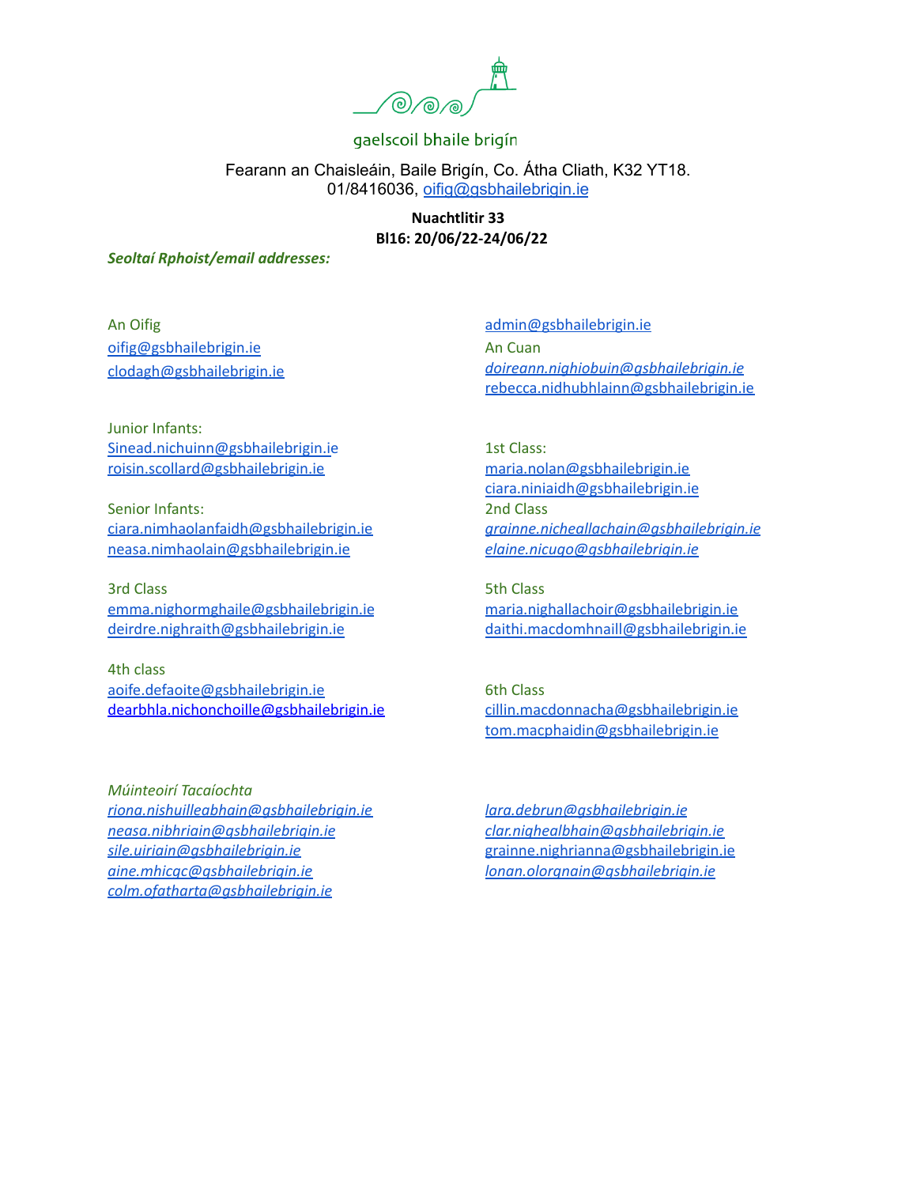gaelscoil bhaile brigín

Fearann an Chaisleáin, Baile Brigín, Co. Átha Cliath, K32 YT18.
01/8416036, oifig@gsbhailebrigin.ie

**Nuachtlitir 33**
**Bl16: 20/06/22-24/06/22**

***Seoltaí Rphoist/email addresses:***

An Oifig
oifig@gsbhailebrigin.ie
clodagh@gsbhailebrigin.ie
admin@gsbhailebrigin.ie

An Cuan
*doireann.nighiobuin@gsbhailebrigin.ie*
rebecca.nidhubhlainn@gsbhailebrigin.ie

Junior Infants:
Sinead.nichuinn@gsbhailebrigin.ie
roisin.scollard@gsbhailebrigin.ie

Senior Infants:
ciara.nimhaolanfaidh@gsbhailebrigin.ie
neasa.nimhaolain@gsbhailebrigin.ie

1st Class:
maria.nolan@gsbhailebrigin.ie
ciara.niniaidh@gsbhailebrigin.ie

2nd Class
*grainne.nicheallachain@gsbhailebrigin.ie*
*elaine.nicugo@gsbhailebrigin.ie*

3rd Class
emma.nighormghaile@gsbhailebrigin.ie
deirdre.nighraith@gsbhailebrigin.ie

4th class
aoife.defaoite@gsbhailebrigin.ie
dearbhla.nichonchoille@gsbhailebrigin.ie

5th Class
maria.nighallachoir@gsbhailebrigin.ie
daithi.macdomhnaill@gsbhailebrigin.ie

6th Class
cillin.macdonnacha@gsbhailebrigin.ie
tom.macphaidin@gsbhailebrigin.ie

*Múinteoirí Tacaíochta*
*riona.nishuilleabhain@gsbhailebrigin.ie*
*neasa.nibhriain@gsbhailebrigin.ie*
*sile.uiriain@gsbhailebrigin.ie*
*aine.mhicgc@gsbhailebrigin.ie*
*colm.ofatharta@gsbhailebrigin.ie*
*lara.debrun@gsbhailebrigin.ie*
*clar.nighealbhain@gsbhailebrigin.ie*
grainne.nighrianna@gsbhailebrigin.ie
*lonan.olorgnain@gsbhailebrigin.ie*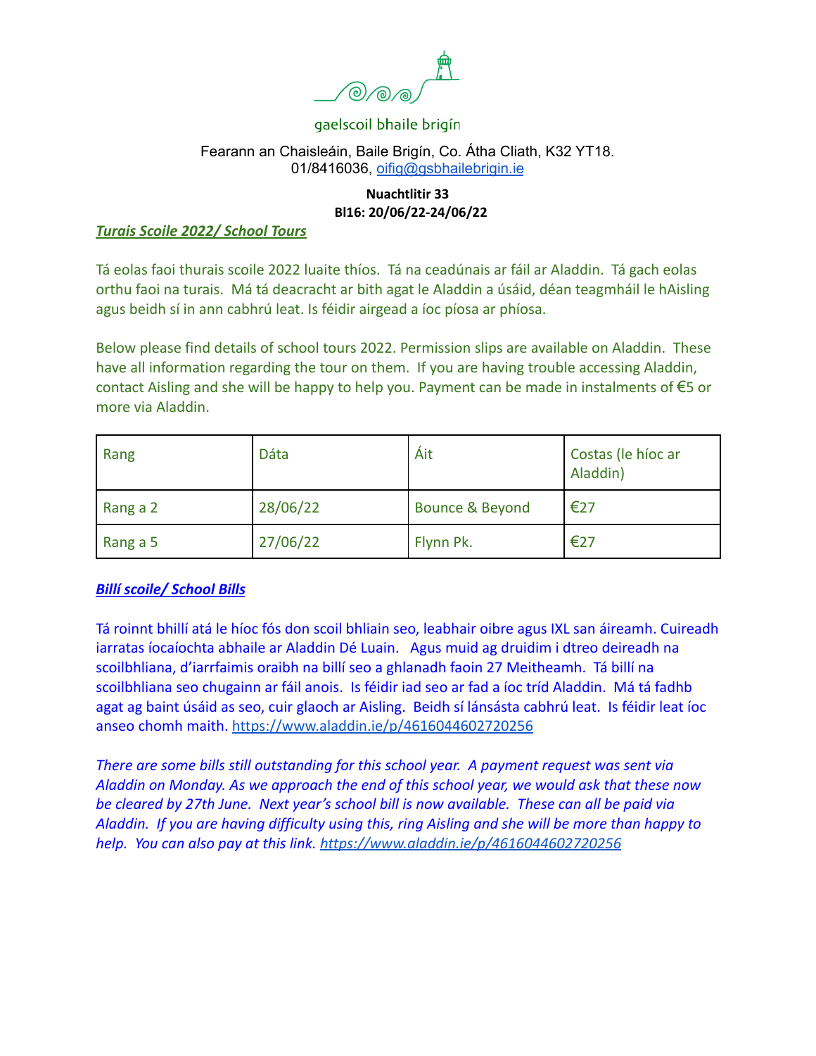gaelscoil bhaile brigín

Fearann an Chaisleáin, Baile Brigín, Co. Átha Cliath, K32 YT18.
01/8416036, oifig@gsbhailebrigin.ie

**Nuachtlitir 33**
**Bl16: 20/06/22-24/06/22**

## ***Turais Scoile 2022/ School Tours***

Tá eolas faoi thurais scoile 2022 luaite thíos. Tá na ceadúnais ar fáil ar Aladdin. Tá gach eolas orthu faoi na turais. Má tá deacracht ar bith agat le Aladdin a úsáid, déan teagmháil le hAisling agus beidh sí in ann cabhrú leat. Is féidir airgead a íoc píosa ar phíosa.

Below please find details of school tours 2022. Permission slips are available on Aladdin. These have all information regarding the tour on them. If you are having trouble accessing Aladdin, contact Aisling and she will be happy to help you. Payment can be made in instalments of €5 or more via Aladdin.

| Rang | Dáta | Áit | Costas (le híoc ar Aladdin) |
|---|---|---|---|
| Rang a 2 | 28/06/22 | Bounce & Beyond | €27 |
| Rang a 5 | 27/06/22 | Flynn Pk. | €27 |

## ***Billí scoile/ School Bills***

Tá roinnt bhillí atá le híoc fós don scoil bhliain seo, leabhair oibre agus IXL san áireamh. Cuireadh iarratas íocaíochta abhaile ar Aladdin Dé Luain. Agus muid ag druidim i dtreo deireadh na scoilbhliana, d'iarrfaimis oraibh na billí seo a ghlanadh faoin 27 Meitheamh. Tá billí na scoilbhliana seo chugainn ar fáil anois. Is féidir iad seo ar fad a íoc tríd Aladdin. Má tá fadhb agat ag baint úsáid as seo, cuir glaoch ar Aisling. Beidh sí lánsásta cabhrú leat. Is féidir leat íoc anseo chomh maith. https://www.aladdin.ie/p/4616044602720256

*There are some bills still outstanding for this school year. A payment request was sent via Aladdin on Monday. As we approach the end of this school year, we would ask that these now be cleared by 27th June. Next year's school bill is now available. These can all be paid via Aladdin. If you are having difficulty using this, ring Aisling and she will be more than happy to help. You can also pay at this link. https://www.aladdin.ie/p/4616044602720256*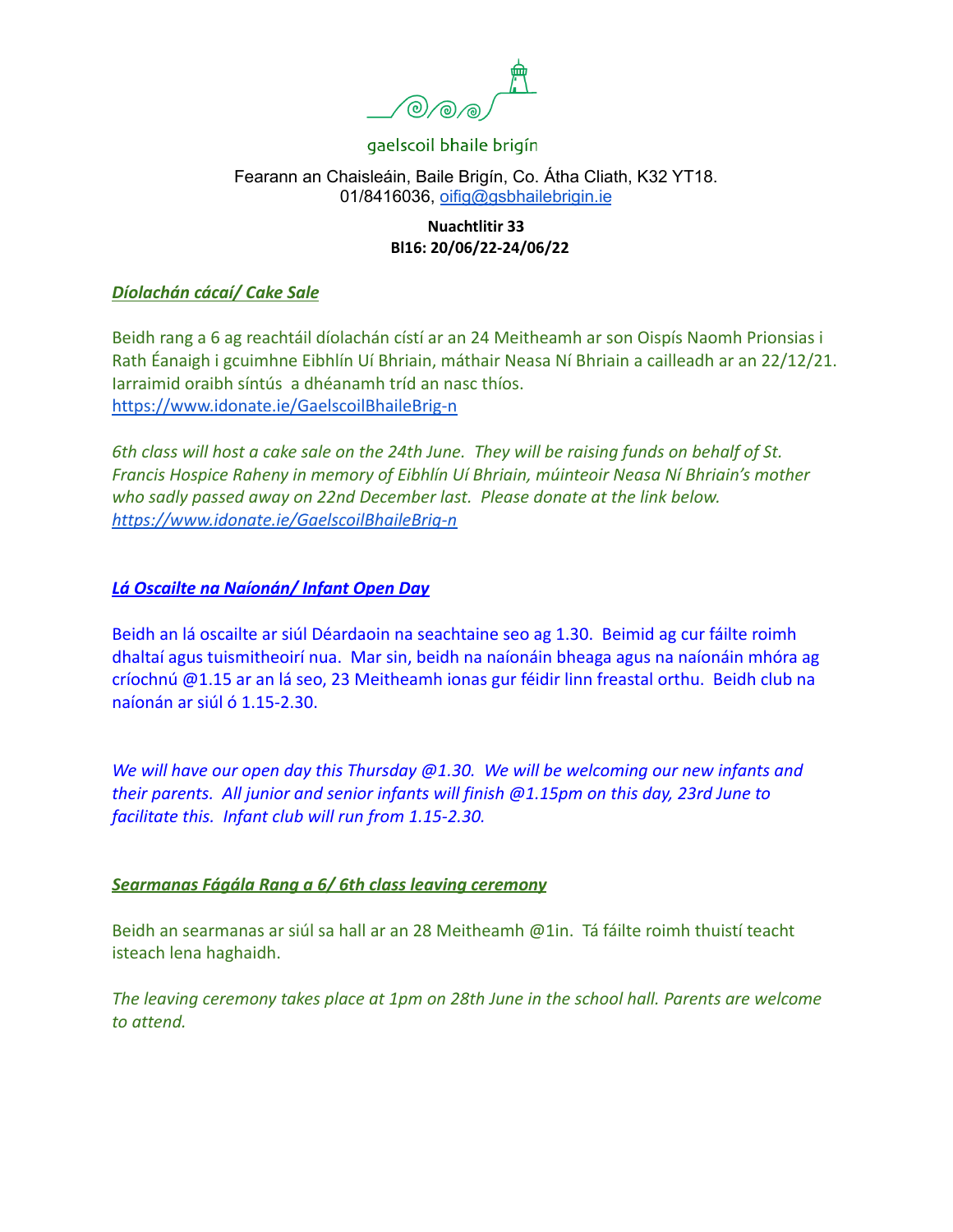gaelscoil bhaile brigín

Fearann an Chaisleáin, Baile Brigín, Co. Átha Cliath, K32 YT18.
01/8416036, oifig@gsbhailebrigin.ie

**Nuachtlitir 33**
**Bl16: 20/06/22-24/06/22**

***Díolachán cácaí/ Cake Sale***

Beidh rang a 6 ag reachtáil díolachán cístí ar an 24 Meitheamh ar son Oispís Naomh Prionsias i Rath Éanaigh i gcuimhne Eibhlín Uí Bhriain, máthair Neasa Ní Bhriain a cailleadh ar an 22/12/21. Iarraimid oraibh síntús a dhéanamh tríd an nasc thíos.
https://www.idonate.ie/GaelscoilBhaileBrig-n

*6th class will host a cake sale on the 24th June. They will be raising funds on behalf of St. Francis Hospice Raheny in memory of Eibhlín Uí Bhriain, múinteoir Neasa Ní Bhriain's mother who sadly passed away on 22nd December last. Please donate at the link below.*
*https://www.idonate.ie/GaelscoilBhaileBrig-n*

***Lá Oscailte na Naíonán/ Infant Open Day***

Beidh an lá oscailte ar siúl Déardaoin na seachtaine seo ag 1.30. Beimid ag cur fáilte roimh dhaltaí agus tuismitheoirí nua. Mar sin, beidh na naíonáin bheaga agus na naíonáin mhóra ag críochnú @1.15 ar an lá seo, 23 Meitheamh ionas gur féidir linn freastal orthu. Beidh club na naíonán ar siúl ó 1.15-2.30.

*We will have our open day this Thursday @1.30. We will be welcoming our new infants and their parents. All junior and senior infants will finish @1.15pm on this day, 23rd June to facilitate this. Infant club will run from 1.15-2.30.*

***Searmanas Fágála Rang a 6/ 6th class leaving ceremony***

Beidh an searmanas ar siúl sa hall ar an 28 Meitheamh @1in. Tá fáilte roimh thuistí teacht isteach lena haghaidh.

*The leaving ceremony takes place at 1pm on 28th June in the school hall. Parents are welcome to attend.*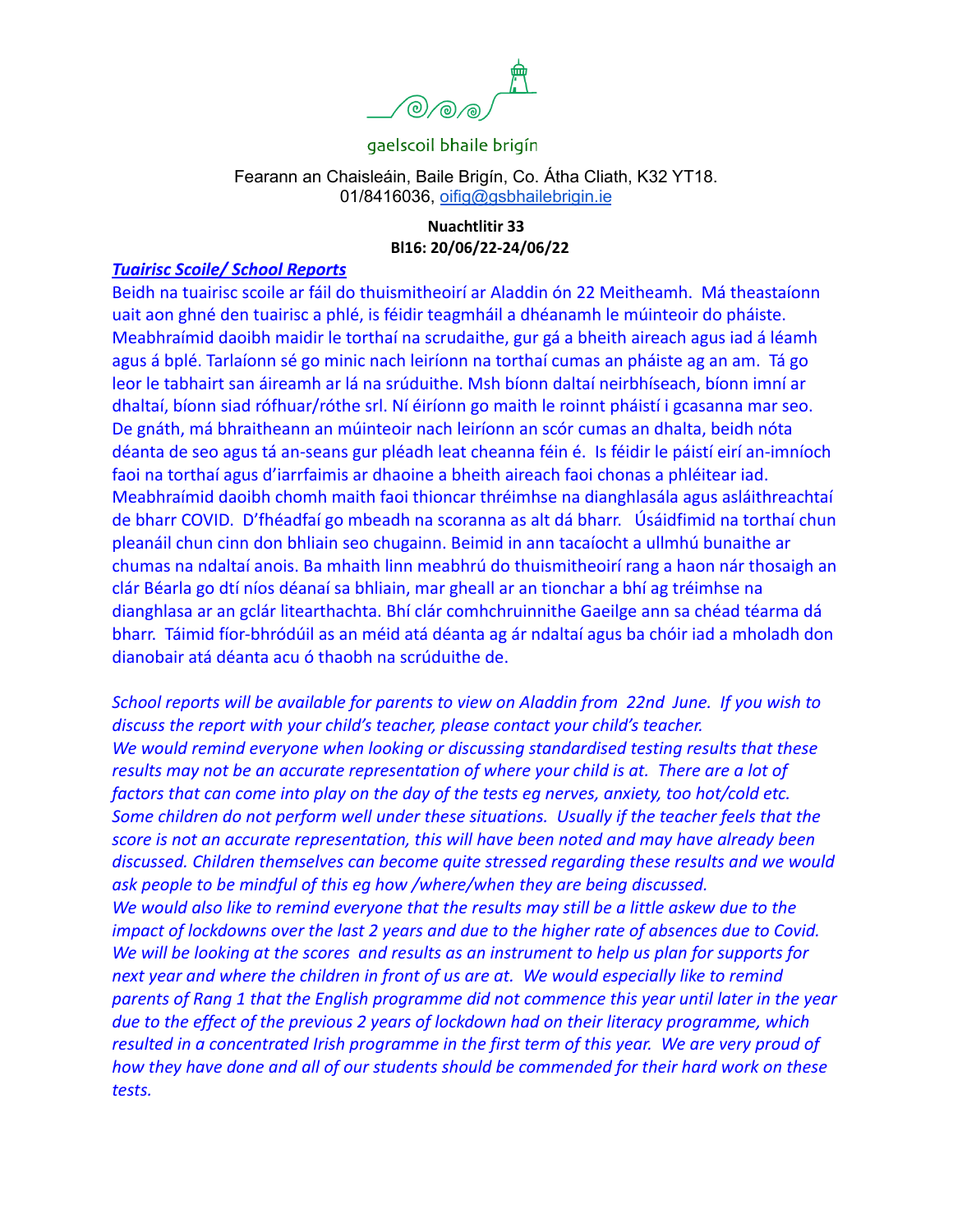gaelscoil bhaile brigín

Fearann an Chaisleáin, Baile Brigín, Co. Átha Cliath, K32 YT18.
01/8416036, oifig@gsbhailebrigin.ie

**Nuachtlitir 33**
**Bl16: 20/06/22-24/06/22**

***Tuairisc Scoile/ School Reports***

Beidh na tuairisc scoile ar fáil do thuismitheoirí ar Aladdin ón 22 Meitheamh. Má theastaíonn uait aon ghné den tuairisc a phlé, is féidir teagmháil a dhéanamh le múinteoir do pháiste. Meabhraímid daoibh maidir le torthaí na scrudaithe, gur gá a bheith aireach agus iad á léamh agus á bplé. Tarlaíonn sé go minic nach leiríonn na torthaí cumas an pháiste ag an am. Tá go leor le tabhairt san áireamh ar lá na srúduithe. Msh bíonn daltaí neirbhíseach, bíonn imní ar dhaltaí, bíonn siad rófhuar/róthe srl. Ní éiríonn go maith le roinnt pháistí i gcasanna mar seo. De gnáth, má bhraitheann an múinteoir nach leiríonn an scór cumas an dhalta, beidh nóta déanta de seo agus tá an-seans gur pléadh leat cheanna féin é. Is féidir le páistí eirí an-imníoch faoi na torthaí agus d'iarrfaimis ar dhaoine a bheith aireach faoi chonas a phléitear iad. Meabhraímid daoibh chomh maith faoi thioncar thréimhse na dianghlasála agus asláithreachtaí de bharr COVID. D'fhéadfaí go mbeadh na scoranna as alt dá bharr. Úsáidfimid na torthaí chun pleanáil chun cinn don bhliain seo chugainn. Beimid in ann tacaíocht a ullmhú bunaithe ar chumas na ndaltaí anois. Ba mhaith linn meabhrú do thuismitheoirí rang a haon nár thosaigh an clár Béarla go dtí níos déanaí sa bhliain, mar gheall ar an tionchar a bhí ag tréimhse na dianghlasa ar an gclár litearthachta. Bhí clár comhchruinnithe Gaeilge ann sa chéad téarma dá bharr. Táimid fíor-bhródúil as an méid atá déanta ag ár ndaltaí agus ba chóir iad a mholadh don dianobair atá déanta acu ó thaobh na scrúduithe de.

*School reports will be available for parents to view on Aladdin from 22nd June. If you wish to discuss the report with your child's teacher, please contact your child's teacher.*
*We would remind everyone when looking or discussing standardised testing results that these results may not be an accurate representation of where your child is at. There are a lot of factors that can come into play on the day of the tests eg nerves, anxiety, too hot/cold etc. Some children do not perform well under these situations. Usually if the teacher feels that the score is not an accurate representation, this will have been noted and may have already been discussed. Children themselves can become quite stressed regarding these results and we would ask people to be mindful of this eg how /where/when they are being discussed.*
*We would also like to remind everyone that the results may still be a little askew due to the impact of lockdowns over the last 2 years and due to the higher rate of absences due to Covid. We will be looking at the scores and results as an instrument to help us plan for supports for next year and where the children in front of us are at. We would especially like to remind parents of Rang 1 that the English programme did not commence this year until later in the year due to the effect of the previous 2 years of lockdown had on their literacy programme, which resulted in a concentrated Irish programme in the first term of this year. We are very proud of how they have done and all of our students should be commended for their hard work on these tests.*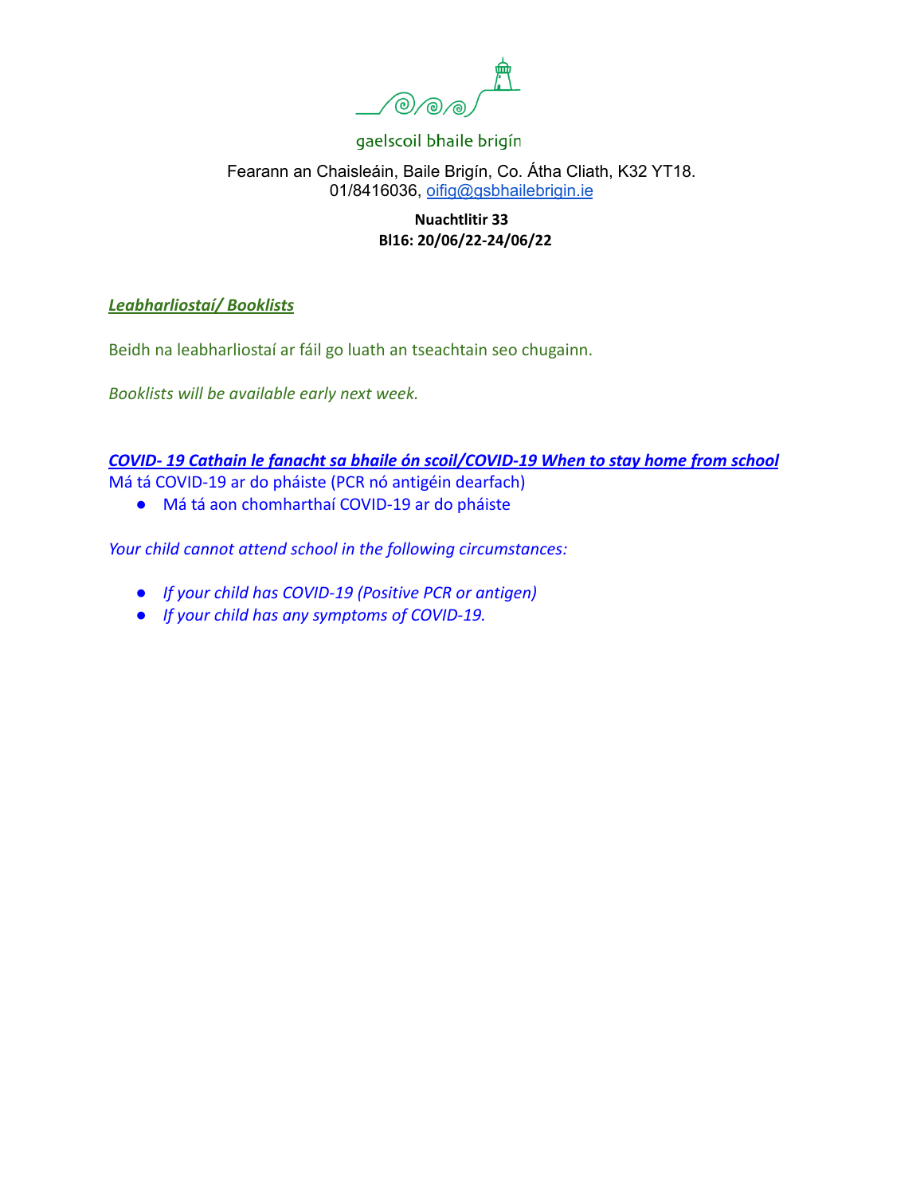gaelscoil bhaile brigín

Fearann an Chaisleáin, Baile Brigín, Co. Átha Cliath, K32 YT18.
01/8416036, oifig@gsbhailebrigin.ie

**Nuachtlitir 33**
**Bl16: 20/06/22-24/06/22**

***Leabharliostaí/ Booklists***

Beidh na leabharliostaí ar fáil go luath an tseachtain seo chugainn.

*Booklists will be available early next week.*

***COVID- 19 Cathain le fanacht sa bhaile ón scoil/COVID-19 When to stay home from school***

Má tá COVID-19 ar do pháiste (PCR nó antigéin dearfach)

- Má tá aon chomharthaí COVID-19 ar do pháiste

*Your child cannot attend school in the following circumstances:*

- *If your child has COVID-19 (Positive PCR or antigen)*
- *If your child has any symptoms of COVID-19.*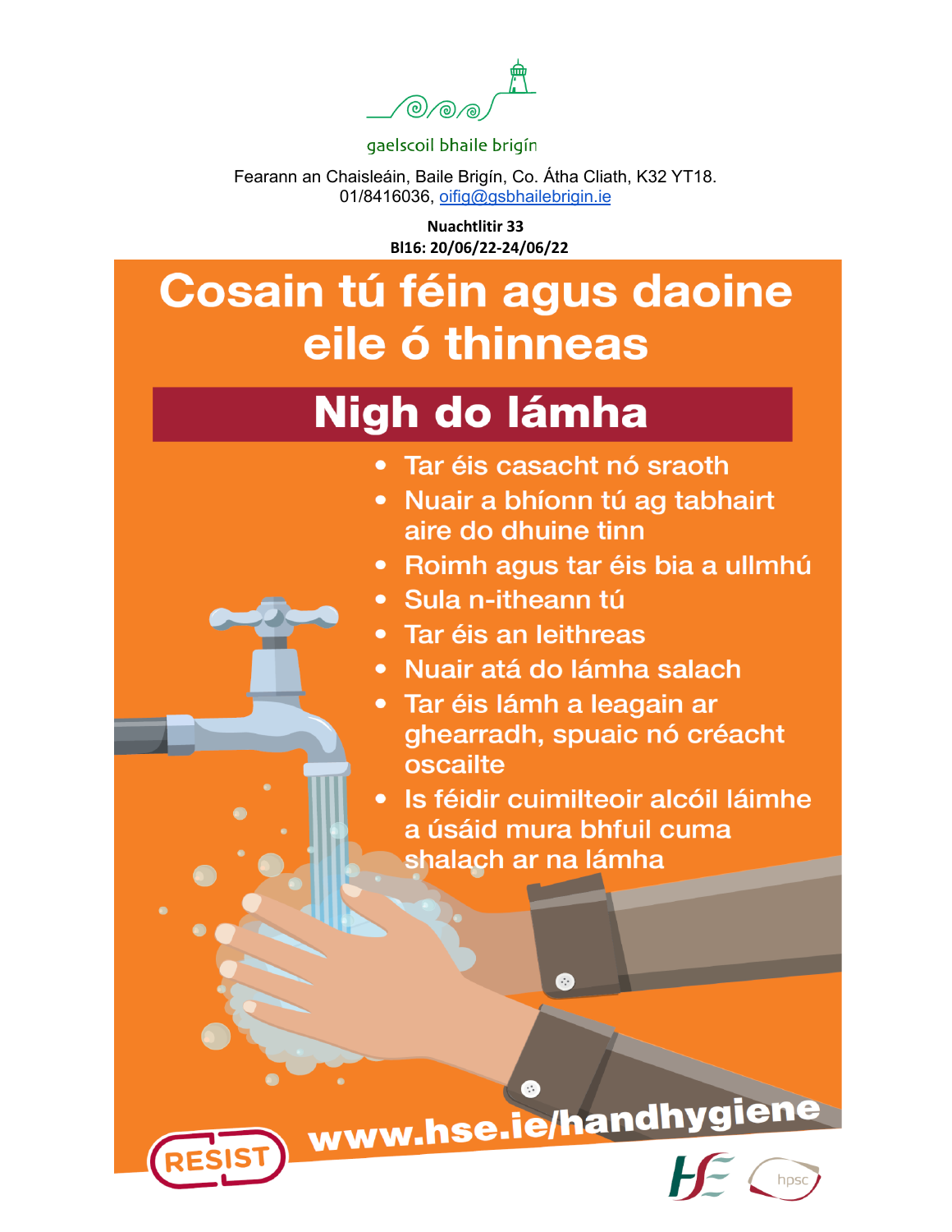gaelscoil bhaile brigín

Fearann an Chaisleáin, Baile Brigín, Co. Átha Cliath, K32 YT18.
01/8416036, oifig@gsbhailebrigin.ie

**Nuachtlitir 33**
**Bl16: 20/06/22-24/06/22**

# Cosain tú féin agus daoine eile ó thinneas

## Nigh do lámha

- Tar éis casacht nó sraoth
- Nuair a bhíonn tú ag tabhairt aire do dhuine tinn
- Roimh agus tar éis bia a ullmhú
- Sula n-itheann tú
- Tar éis an leithreas
- Nuair atá do lámha salach
- Tar éis lámh a leagain ar ghearradh, spuaic nó créacht oscailte
- Is féidir cuimilteoir alcóil láimhe a úsáid mura bhfuil cuma shalach ar na lámha

RESIST

www.hse.ie/handhygiene

hpsc